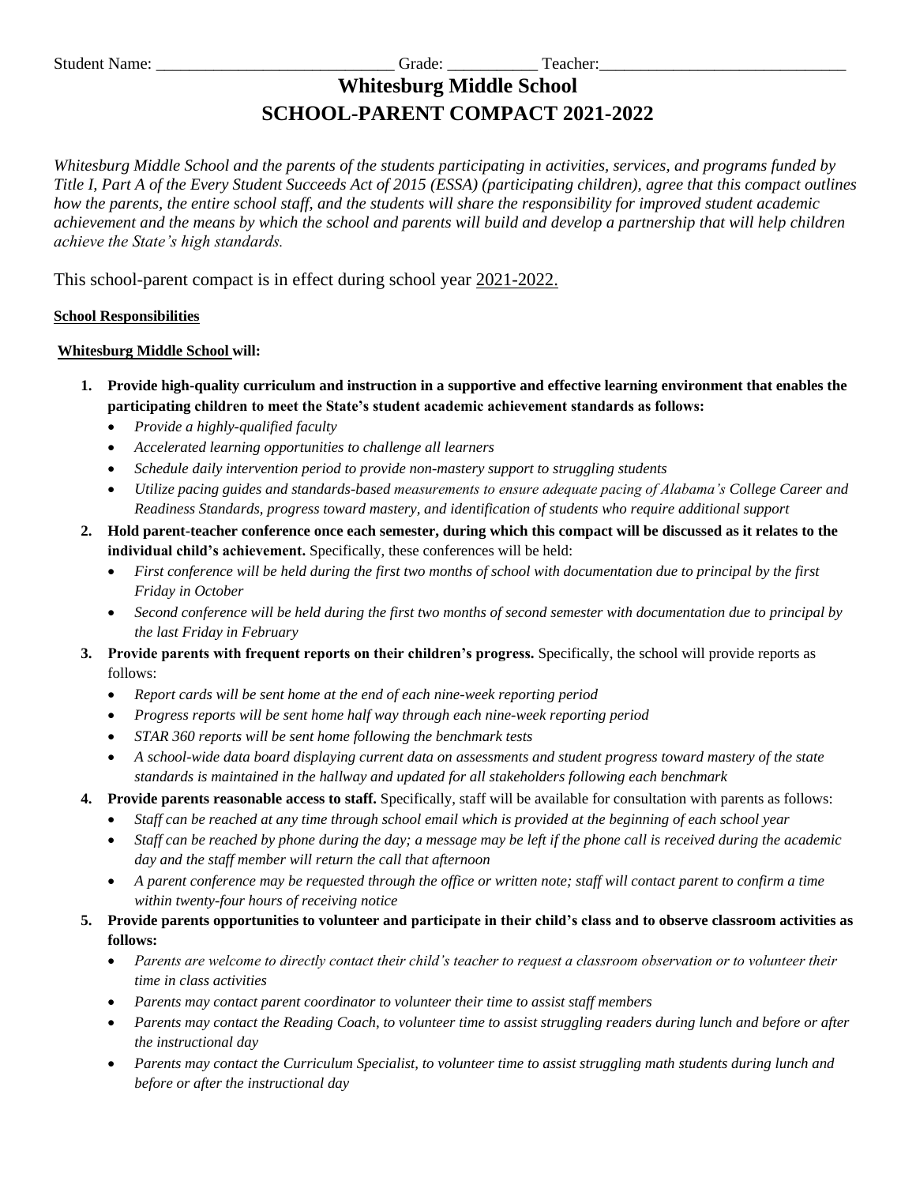Student Name: _____________________________ Grade: ___________ Teacher:______________________________

# Whitesburg Middle School

# SCHOOL-PARENT COMPACT 2021-2022

*Whitesburg Middle School and the parents of the students participating in activities, services, and programs funded by Title I, Part A of the Every Student Succeeds Act of 2015 (ESSA) (participating children), agree that this compact outlines how the parents, the entire school staff, and the students will share the responsibility for improved student academic achievement and the means by which the school and parents will build and develop a partnership that will help children achieve the State's high standards.*

This school-parent compact is in effect during school year 2021-2022.

**School Responsibilities**

**Whitesburg Middle School will:**

1. **Provide high-quality curriculum and instruction in a supportive and effective learning environment that enables the participating children to meet the State's student academic achievement standards as follows:**
   - *Provide a highly-qualified faculty*
   - *Accelerated learning opportunities to challenge all learners*
   - *Schedule daily intervention period to provide non-mastery support to struggling students*
   - *Utilize pacing guides and standards-based measurements to ensure adequate pacing of Alabama's College Career and Readiness Standards, progress toward mastery, and identification of students who require additional support*
2. **Hold parent-teacher conference once each semester, during which this compact will be discussed as it relates to the individual child's achievement.** Specifically, these conferences will be held:
   - *First conference will be held during the first two months of school with documentation due to principal by the first Friday in October*
   - *Second conference will be held during the first two months of second semester with documentation due to principal by the last Friday in February*
3. **Provide parents with frequent reports on their children's progress.** Specifically, the school will provide reports as follows:
   - *Report cards will be sent home at the end of each nine-week reporting period*
   - *Progress reports will be sent home half way through each nine-week reporting period*
   - *STAR 360 reports will be sent home following the benchmark tests*
   - *A school-wide data board displaying current data on assessments and student progress toward mastery of the state standards is maintained in the hallway and updated for all stakeholders following each benchmark*
4. **Provide parents reasonable access to staff.** Specifically, staff will be available for consultation with parents as follows:
   - *Staff can be reached at any time through school email which is provided at the beginning of each school year*
   - *Staff can be reached by phone during the day; a message may be left if the phone call is received during the academic day and the staff member will return the call that afternoon*
   - *A parent conference may be requested through the office or written note; staff will contact parent to confirm a time within twenty-four hours of receiving notice*
5. **Provide parents opportunities to volunteer and participate in their child's class and to observe classroom activities as follows:**
   - *Parents are welcome to directly contact their child's teacher to request a classroom observation or to volunteer their time in class activities*
   - *Parents may contact parent coordinator to volunteer their time to assist staff members*
   - *Parents may contact the Reading Coach, to volunteer time to assist struggling readers during lunch and before or after the instructional day*
   - *Parents may contact the Curriculum Specialist, to volunteer time to assist struggling math students during lunch and before or after the instructional day*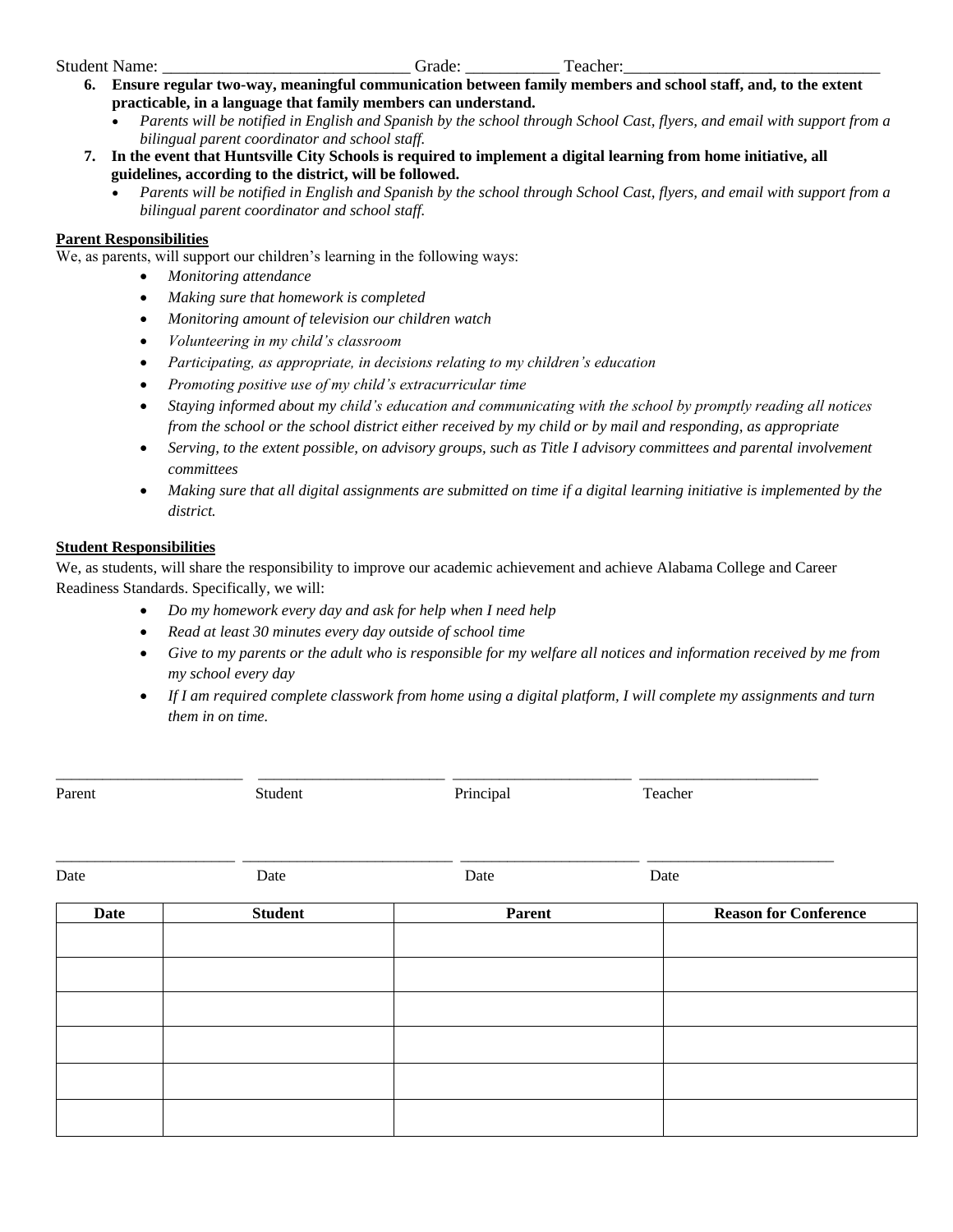Student Name: ______________________________ Grade: ___________ Teacher:_______________________________

6. **Ensure regular two-way, meaningful communication between family members and school staff, and, to the extent practicable, in a language that family members can understand.**
   - *Parents will be notified in English and Spanish by the school through School Cast, flyers, and email with support from a bilingual parent coordinator and school staff.*
7. **In the event that Huntsville City Schools is required to implement a digital learning from home initiative, all guidelines, according to the district, will be followed.**
   - *Parents will be notified in English and Spanish by the school through School Cast, flyers, and email with support from a bilingual parent coordinator and school staff.*

**<u>Parent Responsibilities</u>**

We, as parents, will support our children's learning in the following ways:

- *Monitoring attendance*
- *Making sure that homework is completed*
- *Monitoring amount of television our children watch*
- *Volunteering in my child's classroom*
- *Participating, as appropriate, in decisions relating to my children's education*
- *Promoting positive use of my child's extracurricular time*
- *Staying informed about my child's education and communicating with the school by promptly reading all notices from the school or the school district either received by my child or by mail and responding, as appropriate*
- *Serving, to the extent possible, on advisory groups, such as Title I advisory committees and parental involvement committees*
- *Making sure that all digital assignments are submitted on time if a digital learning initiative is implemented by the district.*

**<u>Student Responsibilities</u>**

We, as students, will share the responsibility to improve our academic achievement and achieve Alabama College and Career Readiness Standards. Specifically, we will:

- *Do my homework every day and ask for help when I need help*
- *Read at least 30 minutes every day outside of school time*
- *Give to my parents or the adult who is responsible for my welfare all notices and information received by me from my school every day*
- *If I am required complete classwork from home using a digital platform, I will complete my assignments and turn them in on time.*

________________________ ________________________ ________________________ ________________________

Parent Student Principal Teacher

________________________ ________________________ ________________________ ________________________

Date Date Date Date

| Date | Student | Parent | Reason for Conference |
|---|---|---|---|
| | | | |
| | | | |
| | | | |
| | | | |
| | | | |
| | | | |